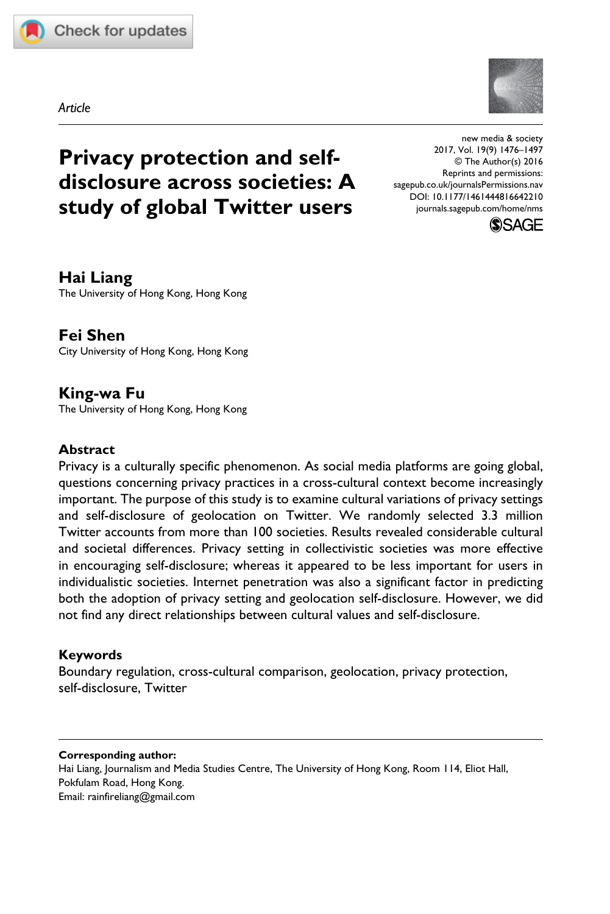Article

# Privacy protection and self-disclosure across societies: A study of global Twitter users

new media & society
2017, Vol. 19(9) 1476–1497
© The Author(s) 2016
Reprints and permissions: sagepub.co.uk/journalsPermissions.nav
DOI: 10.1177/1461444816642210
journals.sagepub.com/home/nms

**Hai Liang**
The University of Hong Kong, Hong Kong

**Fei Shen**
City University of Hong Kong, Hong Kong

**King-wa Fu**
The University of Hong Kong, Hong Kong

## Abstract

Privacy is a culturally specific phenomenon. As social media platforms are going global, questions concerning privacy practices in a cross-cultural context become increasingly important. The purpose of this study is to examine cultural variations of privacy settings and self-disclosure of geolocation on Twitter. We randomly selected 3.3 million Twitter accounts from more than 100 societies. Results revealed considerable cultural and societal differences. Privacy setting in collectivistic societies was more effective in encouraging self-disclosure; whereas it appeared to be less important for users in individualistic societies. Internet penetration was also a significant factor in predicting both the adoption of privacy setting and geolocation self-disclosure. However, we did not find any direct relationships between cultural values and self-disclosure.

## Keywords

Boundary regulation, cross-cultural comparison, geolocation, privacy protection, self-disclosure, Twitter

**Corresponding author:**
Hai Liang, Journalism and Media Studies Centre, The University of Hong Kong, Room 114, Eliot Hall, Pokfulam Road, Hong Kong.
Email: rainfireliang@gmail.com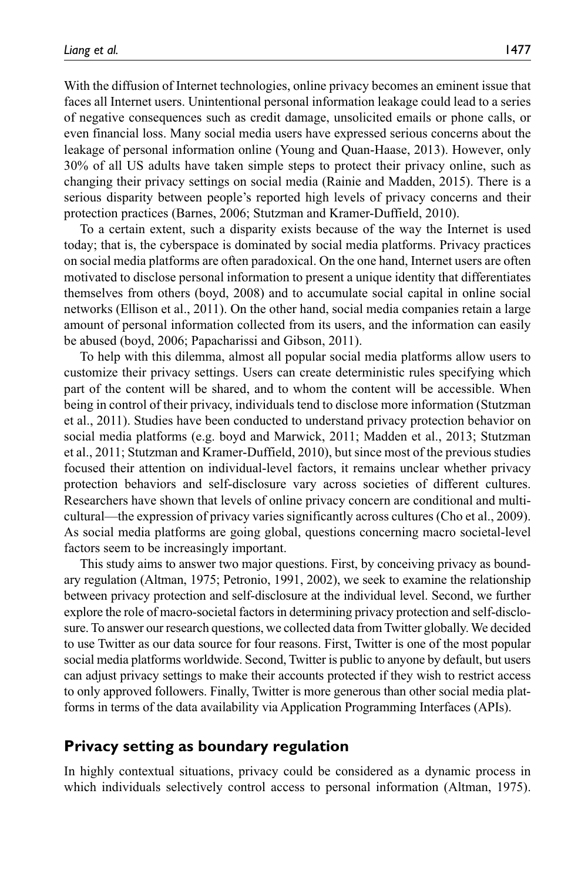With the diffusion of Internet technologies, online privacy becomes an eminent issue that faces all Internet users. Unintentional personal information leakage could lead to a series of negative consequences such as credit damage, unsolicited emails or phone calls, or even financial loss. Many social media users have expressed serious concerns about the leakage of personal information online (Young and Quan-Haase, 2013). However, only 30% of all US adults have taken simple steps to protect their privacy online, such as changing their privacy settings on social media (Rainie and Madden, 2015). There is a serious disparity between people's reported high levels of privacy concerns and their protection practices (Barnes, 2006; Stutzman and Kramer-Duffield, 2010).

To a certain extent, such a disparity exists because of the way the Internet is used today; that is, the cyberspace is dominated by social media platforms. Privacy practices on social media platforms are often paradoxical. On the one hand, Internet users are often motivated to disclose personal information to present a unique identity that differentiates themselves from others (boyd, 2008) and to accumulate social capital in online social networks (Ellison et al., 2011). On the other hand, social media companies retain a large amount of personal information collected from its users, and the information can easily be abused (boyd, 2006; Papacharissi and Gibson, 2011).

To help with this dilemma, almost all popular social media platforms allow users to customize their privacy settings. Users can create deterministic rules specifying which part of the content will be shared, and to whom the content will be accessible. When being in control of their privacy, individuals tend to disclose more information (Stutzman et al., 2011). Studies have been conducted to understand privacy protection behavior on social media platforms (e.g. boyd and Marwick, 2011; Madden et al., 2013; Stutzman et al., 2011; Stutzman and Kramer-Duffield, 2010), but since most of the previous studies focused their attention on individual-level factors, it remains unclear whether privacy protection behaviors and self-disclosure vary across societies of different cultures. Researchers have shown that levels of online privacy concern are conditional and multicultural—the expression of privacy varies significantly across cultures (Cho et al., 2009). As social media platforms are going global, questions concerning macro societal-level factors seem to be increasingly important.

This study aims to answer two major questions. First, by conceiving privacy as boundary regulation (Altman, 1975; Petronio, 1991, 2002), we seek to examine the relationship between privacy protection and self-disclosure at the individual level. Second, we further explore the role of macro-societal factors in determining privacy protection and self-disclosure. To answer our research questions, we collected data from Twitter globally. We decided to use Twitter as our data source for four reasons. First, Twitter is one of the most popular social media platforms worldwide. Second, Twitter is public to anyone by default, but users can adjust privacy settings to make their accounts protected if they wish to restrict access to only approved followers. Finally, Twitter is more generous than other social media platforms in terms of the data availability via Application Programming Interfaces (APIs).

## Privacy setting as boundary regulation

In highly contextual situations, privacy could be considered as a dynamic process in which individuals selectively control access to personal information (Altman, 1975).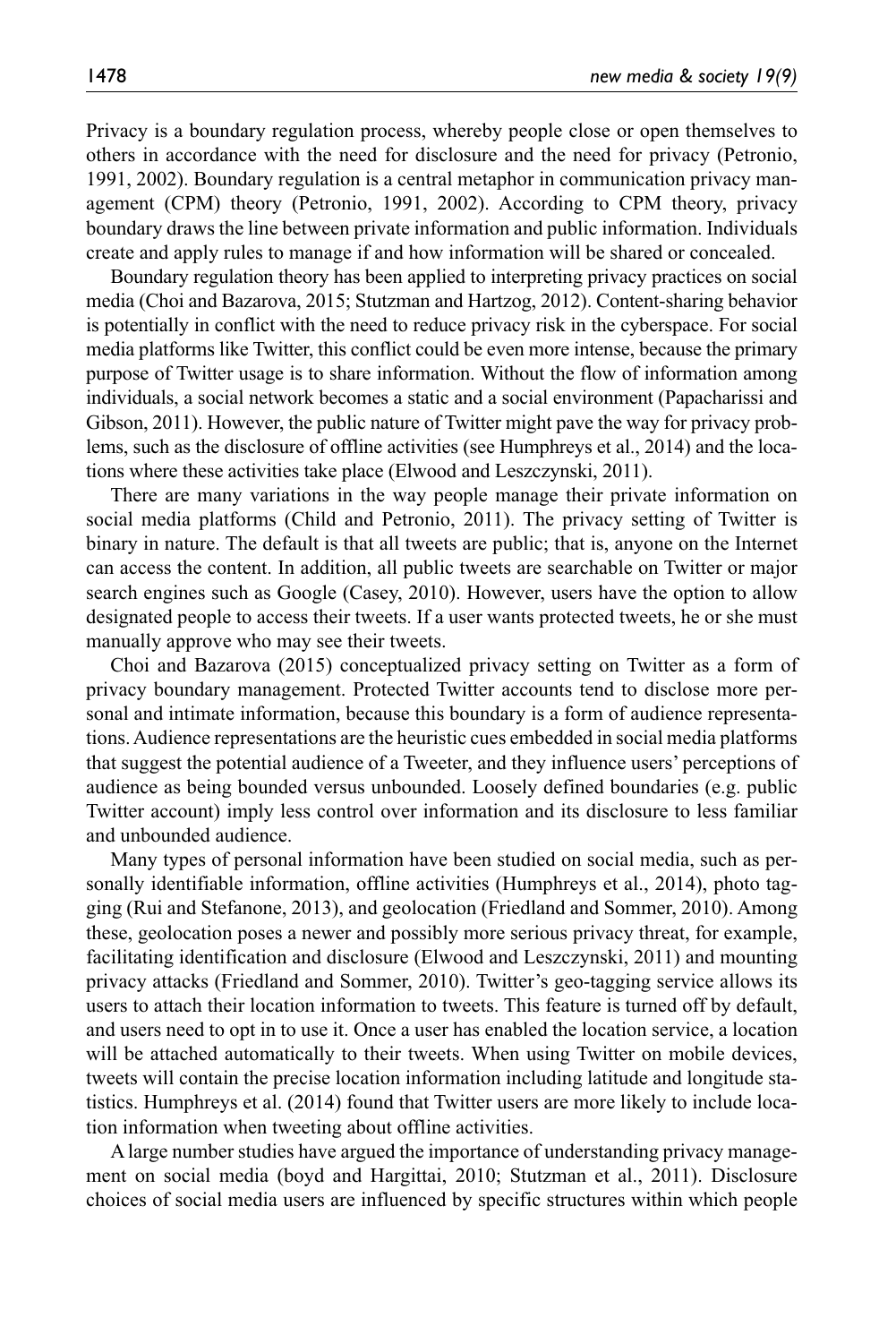Privacy is a boundary regulation process, whereby people close or open themselves to others in accordance with the need for disclosure and the need for privacy (Petronio, 1991, 2002). Boundary regulation is a central metaphor in communication privacy management (CPM) theory (Petronio, 1991, 2002). According to CPM theory, privacy boundary draws the line between private information and public information. Individuals create and apply rules to manage if and how information will be shared or concealed.

Boundary regulation theory has been applied to interpreting privacy practices on social media (Choi and Bazarova, 2015; Stutzman and Hartzog, 2012). Content-sharing behavior is potentially in conflict with the need to reduce privacy risk in the cyberspace. For social media platforms like Twitter, this conflict could be even more intense, because the primary purpose of Twitter usage is to share information. Without the flow of information among individuals, a social network becomes a static and a social environment (Papacharissi and Gibson, 2011). However, the public nature of Twitter might pave the way for privacy problems, such as the disclosure of offline activities (see Humphreys et al., 2014) and the locations where these activities take place (Elwood and Leszczynski, 2011).

There are many variations in the way people manage their private information on social media platforms (Child and Petronio, 2011). The privacy setting of Twitter is binary in nature. The default is that all tweets are public; that is, anyone on the Internet can access the content. In addition, all public tweets are searchable on Twitter or major search engines such as Google (Casey, 2010). However, users have the option to allow designated people to access their tweets. If a user wants protected tweets, he or she must manually approve who may see their tweets.

Choi and Bazarova (2015) conceptualized privacy setting on Twitter as a form of privacy boundary management. Protected Twitter accounts tend to disclose more personal and intimate information, because this boundary is a form of audience representations. Audience representations are the heuristic cues embedded in social media platforms that suggest the potential audience of a Tweeter, and they influence users' perceptions of audience as being bounded versus unbounded. Loosely defined boundaries (e.g. public Twitter account) imply less control over information and its disclosure to less familiar and unbounded audience.

Many types of personal information have been studied on social media, such as personally identifiable information, offline activities (Humphreys et al., 2014), photo tagging (Rui and Stefanone, 2013), and geolocation (Friedland and Sommer, 2010). Among these, geolocation poses a newer and possibly more serious privacy threat, for example, facilitating identification and disclosure (Elwood and Leszczynski, 2011) and mounting privacy attacks (Friedland and Sommer, 2010). Twitter's geo-tagging service allows its users to attach their location information to tweets. This feature is turned off by default, and users need to opt in to use it. Once a user has enabled the location service, a location will be attached automatically to their tweets. When using Twitter on mobile devices, tweets will contain the precise location information including latitude and longitude statistics. Humphreys et al. (2014) found that Twitter users are more likely to include location information when tweeting about offline activities.

A large number studies have argued the importance of understanding privacy management on social media (boyd and Hargittai, 2010; Stutzman et al., 2011). Disclosure choices of social media users are influenced by specific structures within which people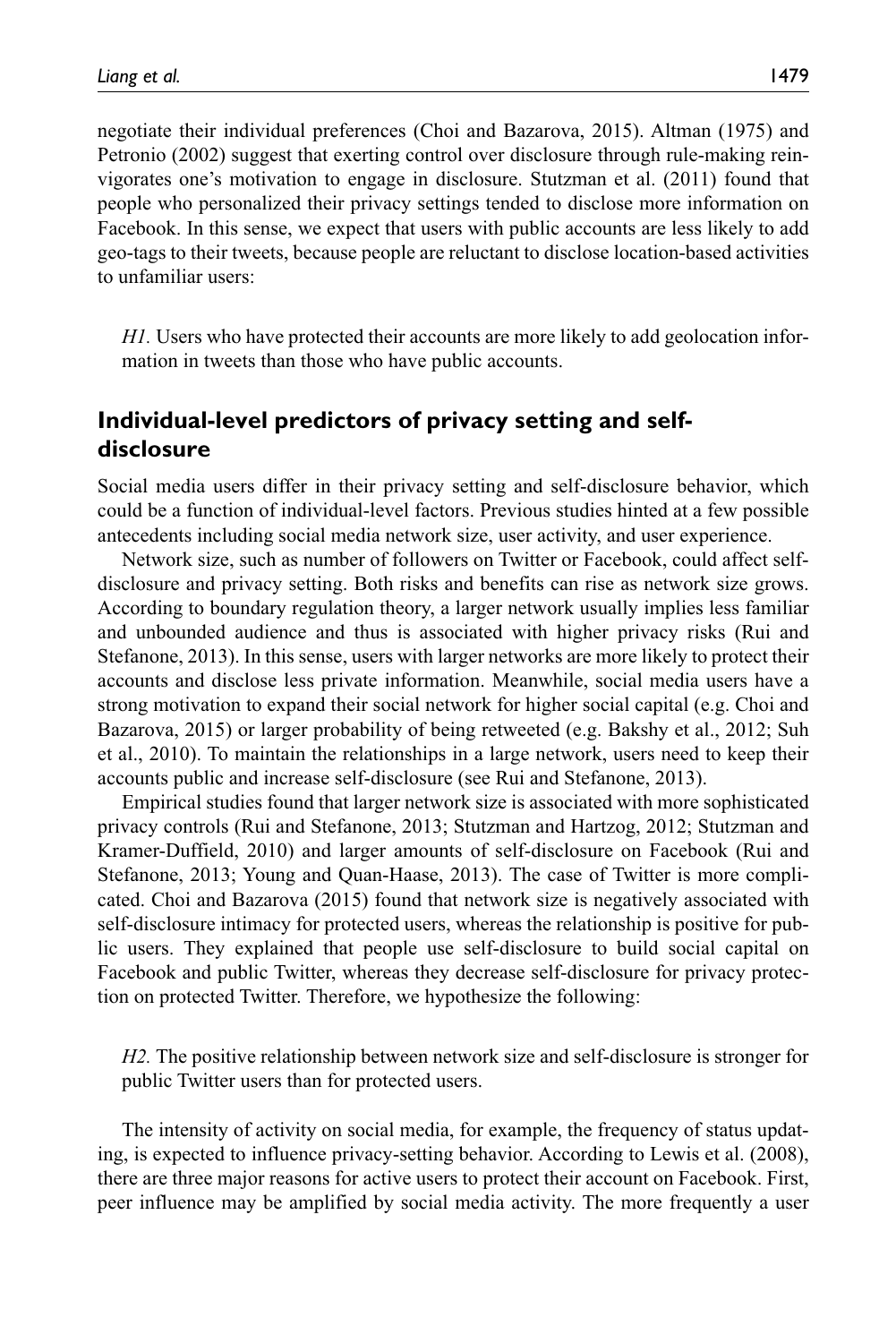negotiate their individual preferences (Choi and Bazarova, 2015). Altman (1975) and Petronio (2002) suggest that exerting control over disclosure through rule-making reinvigorates one's motivation to engage in disclosure. Stutzman et al. (2011) found that people who personalized their privacy settings tended to disclose more information on Facebook. In this sense, we expect that users with public accounts are less likely to add geo-tags to their tweets, because people are reluctant to disclose location-based activities to unfamiliar users:

> *H1.* Users who have protected their accounts are more likely to add geolocation information in tweets than those who have public accounts.

## Individual-level predictors of privacy setting and self-disclosure

Social media users differ in their privacy setting and self-disclosure behavior, which could be a function of individual-level factors. Previous studies hinted at a few possible antecedents including social media network size, user activity, and user experience.

Network size, such as number of followers on Twitter or Facebook, could affect self-disclosure and privacy setting. Both risks and benefits can rise as network size grows. According to boundary regulation theory, a larger network usually implies less familiar and unbounded audience and thus is associated with higher privacy risks (Rui and Stefanone, 2013). In this sense, users with larger networks are more likely to protect their accounts and disclose less private information. Meanwhile, social media users have a strong motivation to expand their social network for higher social capital (e.g. Choi and Bazarova, 2015) or larger probability of being retweeted (e.g. Bakshy et al., 2012; Suh et al., 2010). To maintain the relationships in a large network, users need to keep their accounts public and increase self-disclosure (see Rui and Stefanone, 2013).

Empirical studies found that larger network size is associated with more sophisticated privacy controls (Rui and Stefanone, 2013; Stutzman and Hartzog, 2012; Stutzman and Kramer-Duffield, 2010) and larger amounts of self-disclosure on Facebook (Rui and Stefanone, 2013; Young and Quan-Haase, 2013). The case of Twitter is more complicated. Choi and Bazarova (2015) found that network size is negatively associated with self-disclosure intimacy for protected users, whereas the relationship is positive for public users. They explained that people use self-disclosure to build social capital on Facebook and public Twitter, whereas they decrease self-disclosure for privacy protection on protected Twitter. Therefore, we hypothesize the following:

> *H2.* The positive relationship between network size and self-disclosure is stronger for public Twitter users than for protected users.

The intensity of activity on social media, for example, the frequency of status updating, is expected to influence privacy-setting behavior. According to Lewis et al. (2008), there are three major reasons for active users to protect their account on Facebook. First, peer influence may be amplified by social media activity. The more frequently a user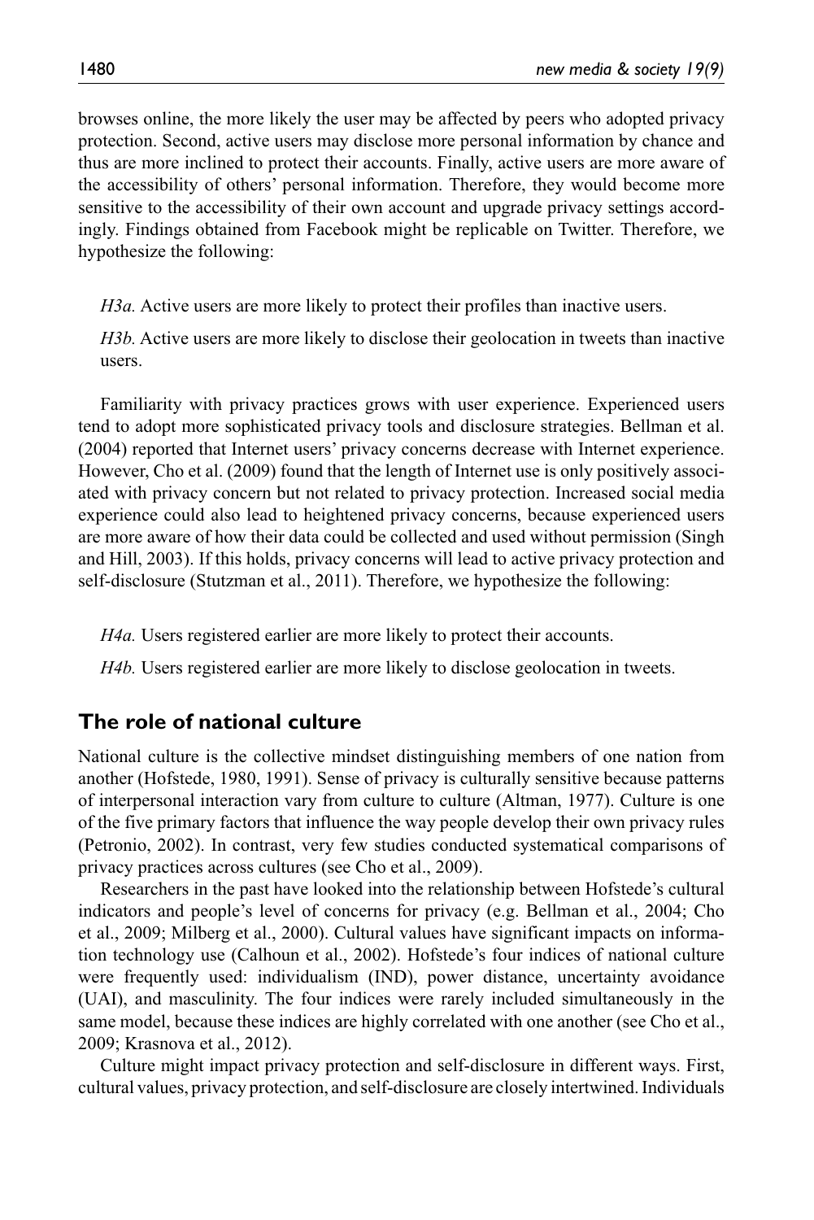browses online, the more likely the user may be affected by peers who adopted privacy protection. Second, active users may disclose more personal information by chance and thus are more inclined to protect their accounts. Finally, active users are more aware of the accessibility of others' personal information. Therefore, they would become more sensitive to the accessibility of their own account and upgrade privacy settings accordingly. Findings obtained from Facebook might be replicable on Twitter. Therefore, we hypothesize the following:

*H3a.* Active users are more likely to protect their profiles than inactive users.

*H3b.* Active users are more likely to disclose their geolocation in tweets than inactive users.

Familiarity with privacy practices grows with user experience. Experienced users tend to adopt more sophisticated privacy tools and disclosure strategies. Bellman et al. (2004) reported that Internet users' privacy concerns decrease with Internet experience. However, Cho et al. (2009) found that the length of Internet use is only positively associated with privacy concern but not related to privacy protection. Increased social media experience could also lead to heightened privacy concerns, because experienced users are more aware of how their data could be collected and used without permission (Singh and Hill, 2003). If this holds, privacy concerns will lead to active privacy protection and self-disclosure (Stutzman et al., 2011). Therefore, we hypothesize the following:

*H4a.* Users registered earlier are more likely to protect their accounts.

*H4b.* Users registered earlier are more likely to disclose geolocation in tweets.

## The role of national culture

National culture is the collective mindset distinguishing members of one nation from another (Hofstede, 1980, 1991). Sense of privacy is culturally sensitive because patterns of interpersonal interaction vary from culture to culture (Altman, 1977). Culture is one of the five primary factors that influence the way people develop their own privacy rules (Petronio, 2002). In contrast, very few studies conducted systematical comparisons of privacy practices across cultures (see Cho et al., 2009).

Researchers in the past have looked into the relationship between Hofstede's cultural indicators and people's level of concerns for privacy (e.g. Bellman et al., 2004; Cho et al., 2009; Milberg et al., 2000). Cultural values have significant impacts on information technology use (Calhoun et al., 2002). Hofstede's four indices of national culture were frequently used: individualism (IND), power distance, uncertainty avoidance (UAI), and masculinity. The four indices were rarely included simultaneously in the same model, because these indices are highly correlated with one another (see Cho et al., 2009; Krasnova et al., 2012).

Culture might impact privacy protection and self-disclosure in different ways. First, cultural values, privacy protection, and self-disclosure are closely intertwined. Individuals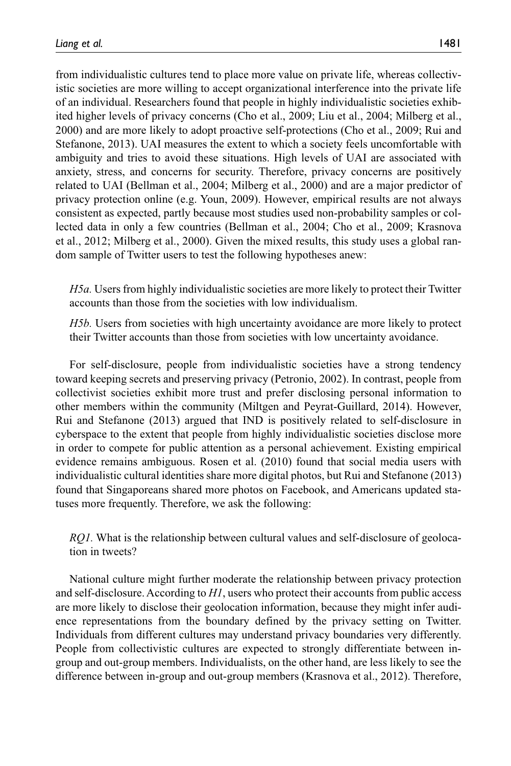from individualistic cultures tend to place more value on private life, whereas collectivistic societies are more willing to accept organizational interference into the private life of an individual. Researchers found that people in highly individualistic societies exhibited higher levels of privacy concerns (Cho et al., 2009; Liu et al., 2004; Milberg et al., 2000) and are more likely to adopt proactive self-protections (Cho et al., 2009; Rui and Stefanone, 2013). UAI measures the extent to which a society feels uncomfortable with ambiguity and tries to avoid these situations. High levels of UAI are associated with anxiety, stress, and concerns for security. Therefore, privacy concerns are positively related to UAI (Bellman et al., 2004; Milberg et al., 2000) and are a major predictor of privacy protection online (e.g. Youn, 2009). However, empirical results are not always consistent as expected, partly because most studies used non-probability samples or collected data in only a few countries (Bellman et al., 2004; Cho et al., 2009; Krasnova et al., 2012; Milberg et al., 2000). Given the mixed results, this study uses a global random sample of Twitter users to test the following hypotheses anew:

> *H5a.* Users from highly individualistic societies are more likely to protect their Twitter accounts than those from the societies with low individualism.

> *H5b.* Users from societies with high uncertainty avoidance are more likely to protect their Twitter accounts than those from societies with low uncertainty avoidance.

For self-disclosure, people from individualistic societies have a strong tendency toward keeping secrets and preserving privacy (Petronio, 2002). In contrast, people from collectivist societies exhibit more trust and prefer disclosing personal information to other members within the community (Miltgen and Peyrat-Guillard, 2014). However, Rui and Stefanone (2013) argued that IND is positively related to self-disclosure in cyberspace to the extent that people from highly individualistic societies disclose more in order to compete for public attention as a personal achievement. Existing empirical evidence remains ambiguous. Rosen et al. (2010) found that social media users with individualistic cultural identities share more digital photos, but Rui and Stefanone (2013) found that Singaporeans shared more photos on Facebook, and Americans updated statuses more frequently. Therefore, we ask the following:

> *RQ1.* What is the relationship between cultural values and self-disclosure of geolocation in tweets?

National culture might further moderate the relationship between privacy protection and self-disclosure. According to *H1*, users who protect their accounts from public access are more likely to disclose their geolocation information, because they might infer audience representations from the boundary defined by the privacy setting on Twitter. Individuals from different cultures may understand privacy boundaries very differently. People from collectivistic cultures are expected to strongly differentiate between in-group and out-group members. Individualists, on the other hand, are less likely to see the difference between in-group and out-group members (Krasnova et al., 2012). Therefore,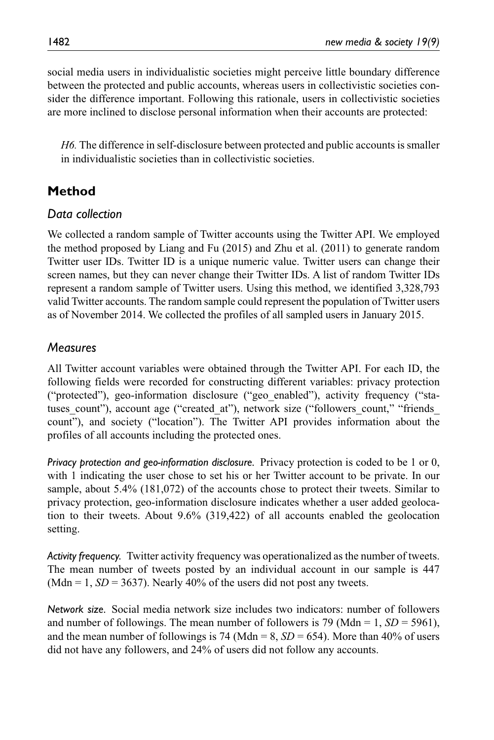social media users in individualistic societies might perceive little boundary difference between the protected and public accounts, whereas users in collectivistic societies consider the difference important. Following this rationale, users in collectivistic societies are more inclined to disclose personal information when their accounts are protected:

> *H6.* The difference in self-disclosure between protected and public accounts is smaller in individualistic societies than in collectivistic societies.

## Method

### Data collection

We collected a random sample of Twitter accounts using the Twitter API. We employed the method proposed by Liang and Fu (2015) and Zhu et al. (2011) to generate random Twitter user IDs. Twitter ID is a unique numeric value. Twitter users can change their screen names, but they can never change their Twitter IDs. A list of random Twitter IDs represent a random sample of Twitter users. Using this method, we identified 3,328,793 valid Twitter accounts. The random sample could represent the population of Twitter users as of November 2014. We collected the profiles of all sampled users in January 2015.

### Measures

All Twitter account variables were obtained through the Twitter API. For each ID, the following fields were recorded for constructing different variables: privacy protection ("protected"), geo-information disclosure ("geo_enabled"), activity frequency ("statuses_count"), account age ("created_at"), network size ("followers_count," "friends_count"), and society ("location"). The Twitter API provides information about the profiles of all accounts including the protected ones.

*Privacy protection and geo-information disclosure.* Privacy protection is coded to be 1 or 0, with 1 indicating the user chose to set his or her Twitter account to be private. In our sample, about 5.4% (181,072) of the accounts chose to protect their tweets. Similar to privacy protection, geo-information disclosure indicates whether a user added geolocation to their tweets. About 9.6% (319,422) of all accounts enabled the geolocation setting.

*Activity frequency.* Twitter activity frequency was operationalized as the number of tweets. The mean number of tweets posted by an individual account in our sample is 447 (Mdn = 1, *SD* = 3637). Nearly 40% of the users did not post any tweets.

*Network size.* Social media network size includes two indicators: number of followers and number of followings. The mean number of followers is 79 (Mdn = 1, *SD* = 5961), and the mean number of followings is 74 (Mdn = 8, *SD* = 654). More than 40% of users did not have any followers, and 24% of users did not follow any accounts.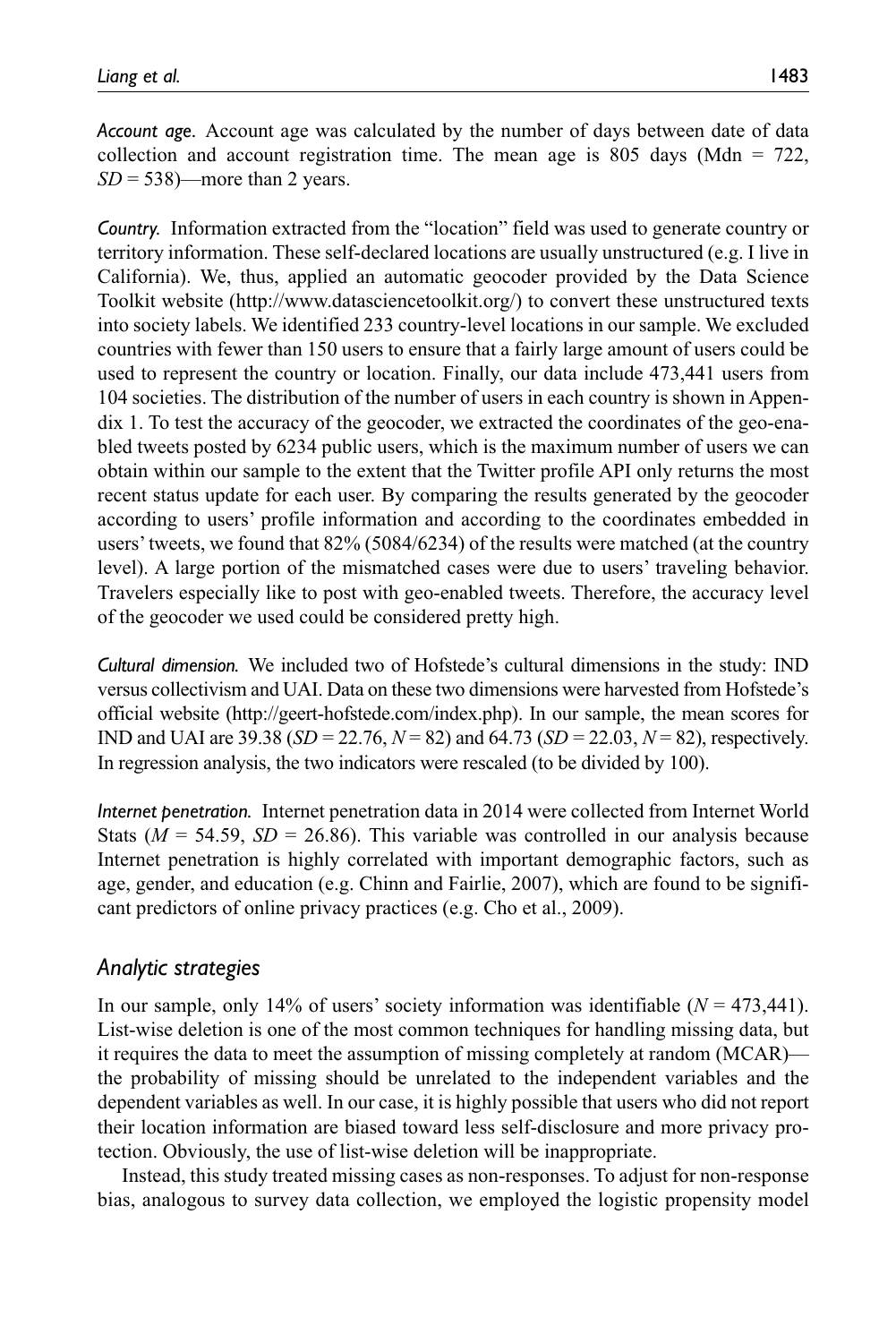*Account age.* Account age was calculated by the number of days between date of data collection and account registration time. The mean age is 805 days (Mdn = 722, *SD* = 538)—more than 2 years.

*Country.* Information extracted from the "location" field was used to generate country or territory information. These self-declared locations are usually unstructured (e.g. I live in California). We, thus, applied an automatic geocoder provided by the Data Science Toolkit website (http://www.datasciencetoolkit.org/) to convert these unstructured texts into society labels. We identified 233 country-level locations in our sample. We excluded countries with fewer than 150 users to ensure that a fairly large amount of users could be used to represent the country or location. Finally, our data include 473,441 users from 104 societies. The distribution of the number of users in each country is shown in Appendix 1. To test the accuracy of the geocoder, we extracted the coordinates of the geo-enabled tweets posted by 6234 public users, which is the maximum number of users we can obtain within our sample to the extent that the Twitter profile API only returns the most recent status update for each user. By comparing the results generated by the geocoder according to users' profile information and according to the coordinates embedded in users' tweets, we found that 82% (5084/6234) of the results were matched (at the country level). A large portion of the mismatched cases were due to users' traveling behavior. Travelers especially like to post with geo-enabled tweets. Therefore, the accuracy level of the geocoder we used could be considered pretty high.

*Cultural dimension.* We included two of Hofstede's cultural dimensions in the study: IND versus collectivism and UAI. Data on these two dimensions were harvested from Hofstede's official website (http://geert-hofstede.com/index.php). In our sample, the mean scores for IND and UAI are 39.38 (*SD* = 22.76, *N* = 82) and 64.73 (*SD* = 22.03, *N* = 82), respectively. In regression analysis, the two indicators were rescaled (to be divided by 100).

*Internet penetration.* Internet penetration data in 2014 were collected from Internet World Stats (*M* = 54.59, *SD* = 26.86). This variable was controlled in our analysis because Internet penetration is highly correlated with important demographic factors, such as age, gender, and education (e.g. Chinn and Fairlie, 2007), which are found to be significant predictors of online privacy practices (e.g. Cho et al., 2009).

## Analytic strategies

In our sample, only 14% of users' society information was identifiable (*N* = 473,441). List-wise deletion is one of the most common techniques for handling missing data, but it requires the data to meet the assumption of missing completely at random (MCAR)—the probability of missing should be unrelated to the independent variables and the dependent variables as well. In our case, it is highly possible that users who did not report their location information are biased toward less self-disclosure and more privacy protection. Obviously, the use of list-wise deletion will be inappropriate.

Instead, this study treated missing cases as non-responses. To adjust for non-response bias, analogous to survey data collection, we employed the logistic propensity model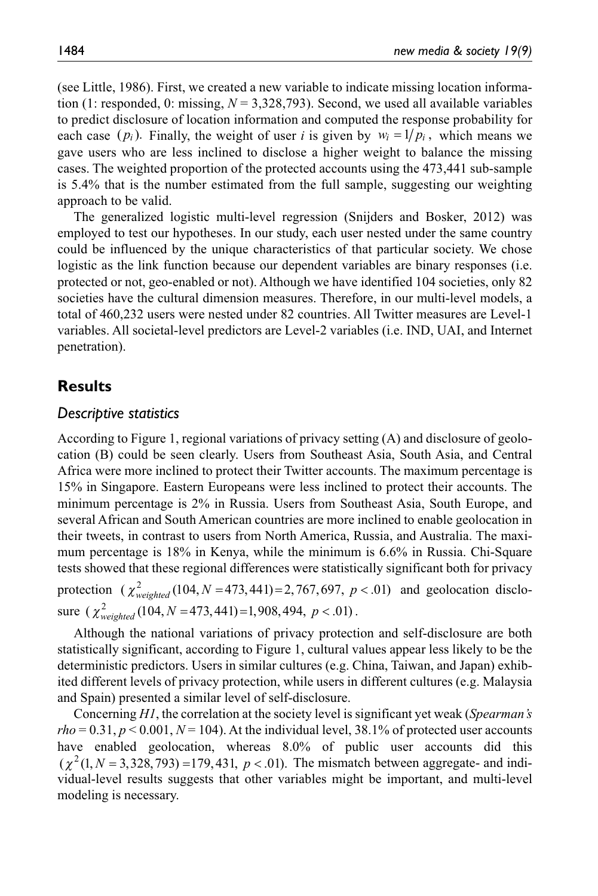(see Little, 1986). First, we created a new variable to indicate missing location information (1: responded, 0: missing, $N = 3,328,793$). Second, we used all available variables to predict disclosure of location information and computed the response probability for each case $(p_i)$. Finally, the weight of user $i$ is given by $w_i = 1/p_i$, which means we gave users who are less inclined to disclose a higher weight to balance the missing cases. The weighted proportion of the protected accounts using the 473,441 sub-sample is 5.4% that is the number estimated from the full sample, suggesting our weighting approach to be valid.

The generalized logistic multi-level regression (Snijders and Bosker, 2012) was employed to test our hypotheses. In our study, each user nested under the same country could be influenced by the unique characteristics of that particular society. We chose logistic as the link function because our dependent variables are binary responses (i.e. protected or not, geo-enabled or not). Although we have identified 104 societies, only 82 societies have the cultural dimension measures. Therefore, in our multi-level models, a total of 460,232 users were nested under 82 countries. All Twitter measures are Level-1 variables. All societal-level predictors are Level-2 variables (i.e. IND, UAI, and Internet penetration).

## Results

### *Descriptive statistics*

According to Figure 1, regional variations of privacy setting (A) and disclosure of geolocation (B) could be seen clearly. Users from Southeast Asia, South Asia, and Central Africa were more inclined to protect their Twitter accounts. The maximum percentage is 15% in Singapore. Eastern Europeans were less inclined to protect their accounts. The minimum percentage is 2% in Russia. Users from Southeast Asia, South Europe, and several African and South American countries are more inclined to enable geolocation in their tweets, in contrast to users from North America, Russia, and Australia. The maximum percentage is 18% in Kenya, while the minimum is 6.6% in Russia. Chi-Square tests showed that these regional differences were statistically significant both for privacy protection ($\chi^2_{weighted}(104, N = 473,441) = 2,767,697,\ p < .01$) and geolocation disclosure ($\chi^2_{weighted}(104, N = 473,441) = 1,908,494,\ p < .01$).

Although the national variations of privacy protection and self-disclosure are both statistically significant, according to Figure 1, cultural values appear less likely to be the deterministic predictors. Users in similar cultures (e.g. China, Taiwan, and Japan) exhibited different levels of privacy protection, while users in different cultures (e.g. Malaysia and Spain) presented a similar level of self-disclosure.

Concerning *H1*, the correlation at the society level is significant yet weak (*Spearman's rho* = 0.31, $p < 0.001$, $N = 104$). At the individual level, 38.1% of protected user accounts have enabled geolocation, whereas 8.0% of public user accounts did this ($\chi^2(1, N = 3,328,793) = 179,431,\ p < .01$). The mismatch between aggregate- and individual-level results suggests that other variables might be important, and multi-level modeling is necessary.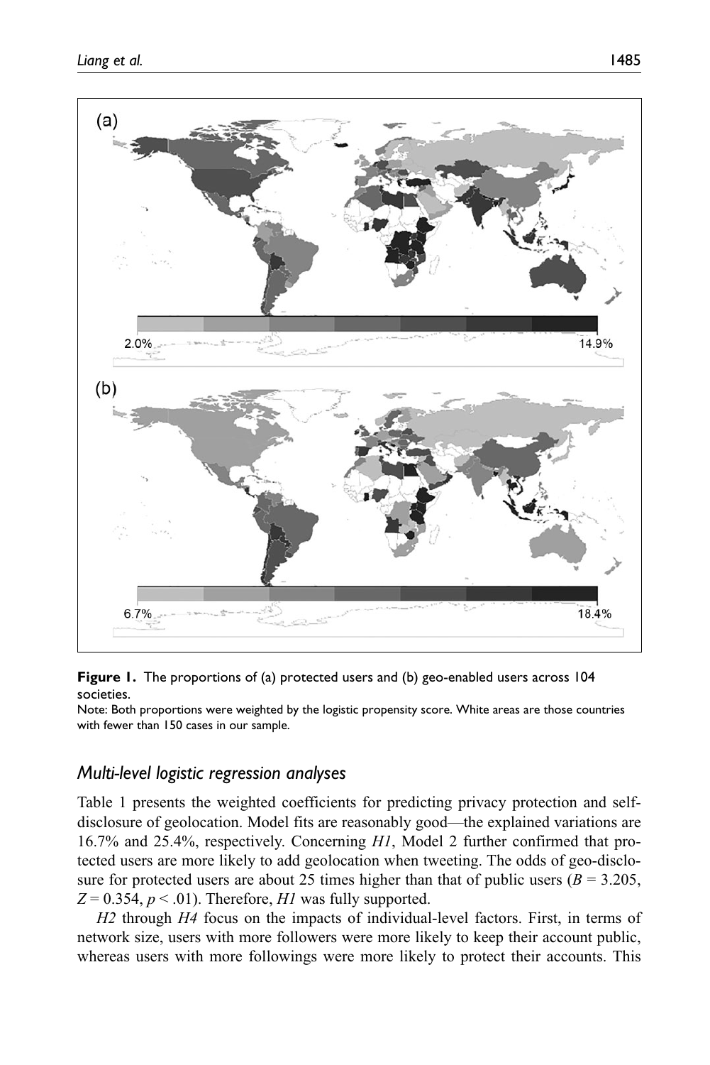**Figure 1.** The proportions of (a) protected users and (b) geo-enabled users across 104 societies.

Note: Both proportions were weighted by the logistic propensity score. White areas are those countries with fewer than 150 cases in our sample.

### Multi-level logistic regression analyses

Table 1 presents the weighted coefficients for predicting privacy protection and self-disclosure of geolocation. Model fits are reasonably good—the explained variations are 16.7% and 25.4%, respectively. Concerning *H1*, Model 2 further confirmed that protected users are more likely to add geolocation when tweeting. The odds of geo-disclosure for protected users are about 25 times higher than that of public users ($B = 3.205$, $Z = 0.354$, $p < .01$). Therefore, *H1* was fully supported.

*H2* through *H4* focus on the impacts of individual-level factors. First, in terms of network size, users with more followers were more likely to keep their account public, whereas users with more followings were more likely to protect their accounts. This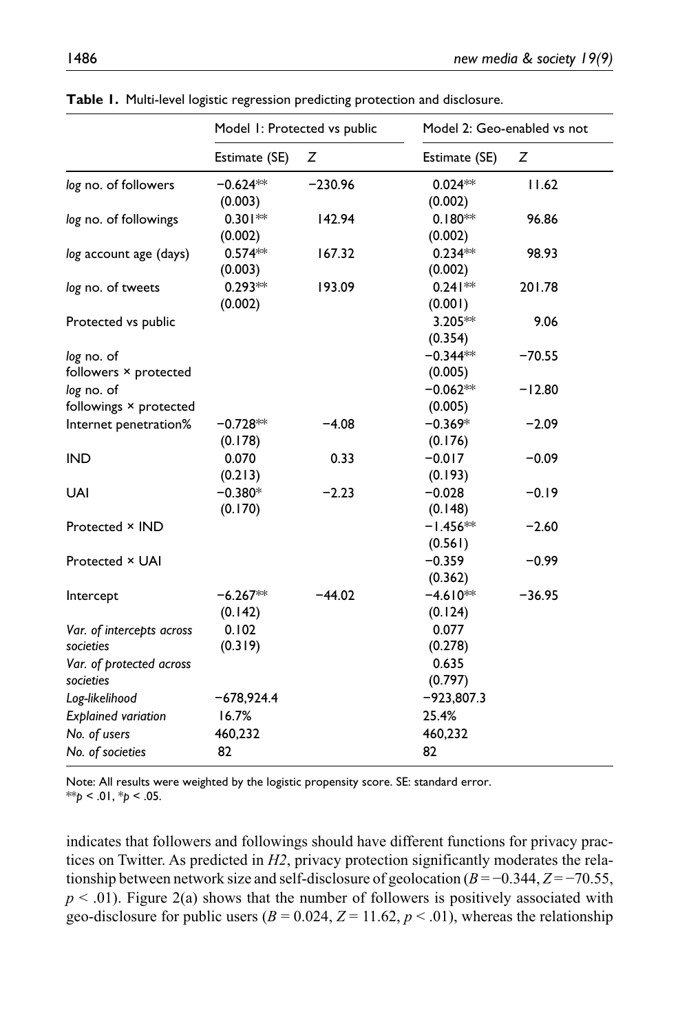**Table 1.** Multi-level logistic regression predicting protection and disclosure.

| | Model 1: Protected vs public | | Model 2: Geo-enabled vs not | |
|---|---|---|---|---|
| | Estimate (SE) | Z | Estimate (SE) | Z |
| *log* no. of followers | −0.624** (0.003) | −230.96 | 0.024** (0.002) | 11.62 |
| *log* no. of followings | 0.301** (0.002) | 142.94 | 0.180** (0.002) | 96.86 |
| *log* account age (days) | 0.574** (0.003) | 167.32 | 0.234** (0.002) | 98.93 |
| *log* no. of tweets | 0.293** (0.002) | 193.09 | 0.241** (0.001) | 201.78 |
| Protected vs public | | | 3.205** (0.354) | 9.06 |
| *log* no. of followers × protected | | | −0.344** (0.005) | −70.55 |
| *log* no. of followings × protected | | | −0.062** (0.005) | −12.80 |
| Internet penetration% | −0.728** (0.178) | −4.08 | −0.369* (0.176) | −2.09 |
| IND | 0.070 (0.213) | 0.33 | −0.017 (0.193) | −0.09 |
| UAI | −0.380* (0.170) | −2.23 | −0.028 (0.148) | −0.19 |
| Protected × IND | | | −1.456** (0.561) | −2.60 |
| Protected × UAI | | | −0.359 (0.362) | −0.99 |
| Intercept | −6.267** (0.142) | −44.02 | −4.610** (0.124) | −36.95 |
| *Var. of intercepts across societies* | 0.102 (0.319) | | 0.077 (0.278) | |
| *Var. of protected across societies* | | | 0.635 (0.797) | |
| *Log-likelihood* | −678,924.4 | | −923,807.3 | |
| *Explained variation* | 16.7% | | 25.4% | |
| *No. of users* | 460,232 | | 460,232 | |
| *No. of societies* | 82 | | 82 | |

Note: All results were weighted by the logistic propensity score. SE: standard error.
$^{**}p < .01$, $^{*}p < .05$.

indicates that followers and followings should have different functions for privacy practices on Twitter. As predicted in *H2*, privacy protection significantly moderates the relationship between network size and self-disclosure of geolocation ($B = -0.344$, $Z = -70.55$, $p < .01$). Figure 2(a) shows that the number of followers is positively associated with geo-disclosure for public users ($B = 0.024$, $Z = 11.62$, $p < .01$), whereas the relationship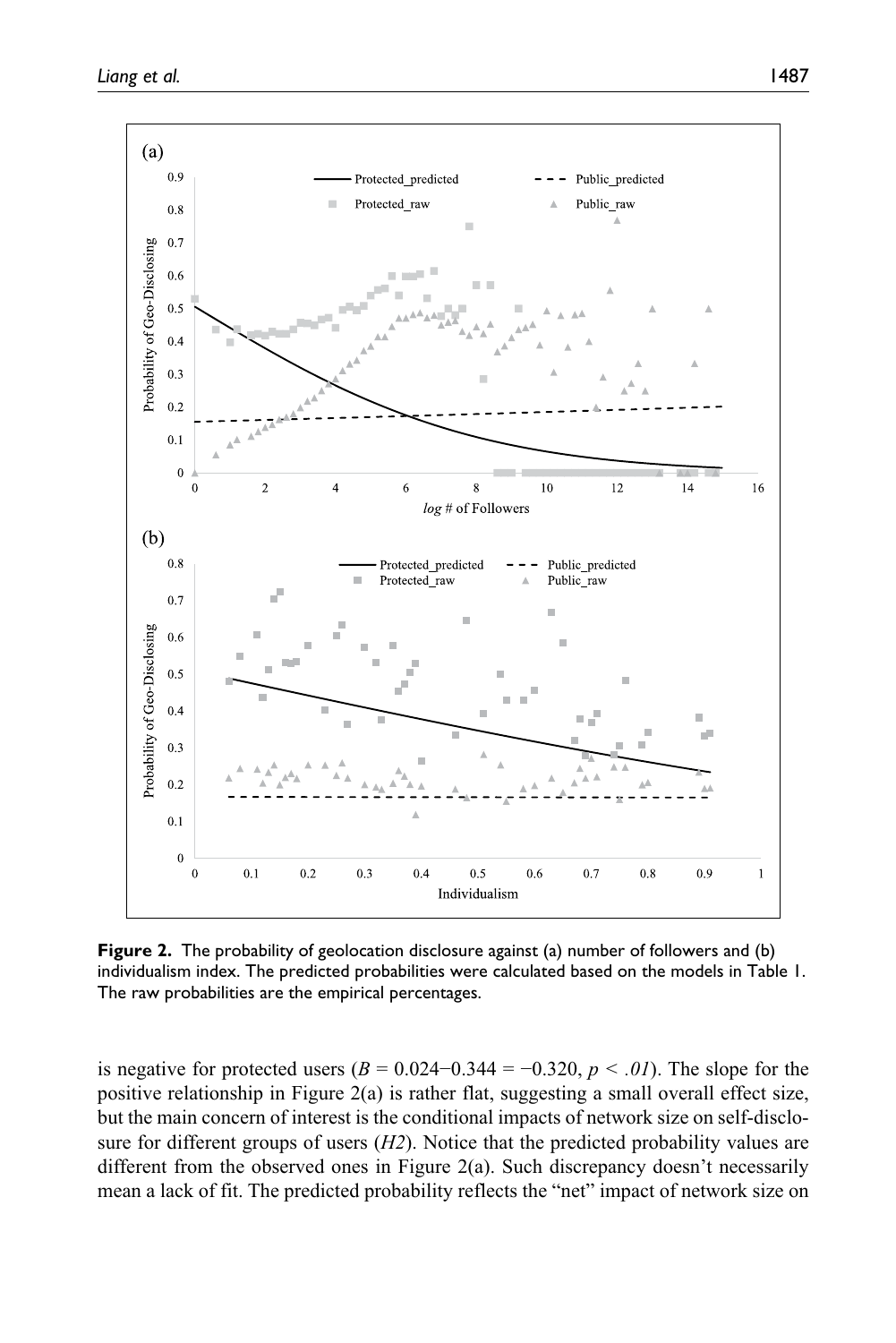**Figure 2.** The probability of geolocation disclosure against (a) number of followers and (b) individualism index. The predicted probabilities were calculated based on the models in Table 1. The raw probabilities are the empirical percentages.

is negative for protected users ($B = 0.024 - 0.344 = -0.320$, $p < .01$). The slope for the positive relationship in Figure 2(a) is rather flat, suggesting a small overall effect size, but the main concern of interest is the conditional impacts of network size on self-disclosure for different groups of users (*H2*). Notice that the predicted probability values are different from the observed ones in Figure 2(a). Such discrepancy doesn't necessarily mean a lack of fit. The predicted probability reflects the "net" impact of network size on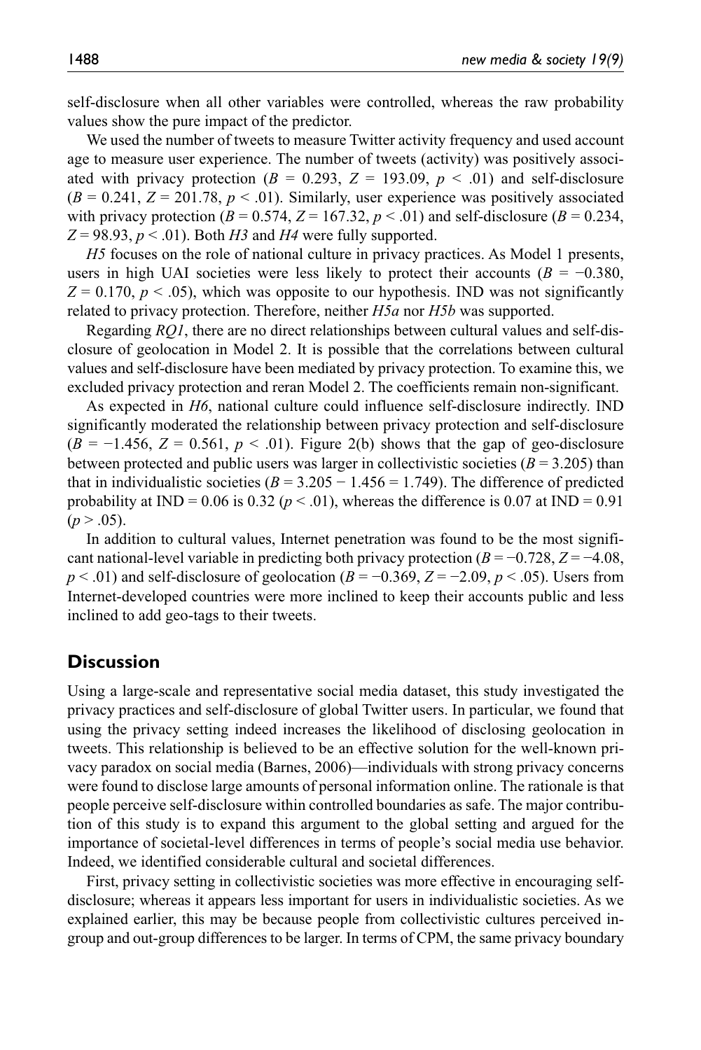self-disclosure when all other variables were controlled, whereas the raw probability values show the pure impact of the predictor.

We used the number of tweets to measure Twitter activity frequency and used account age to measure user experience. The number of tweets (activity) was positively associated with privacy protection ($B$ = 0.293, $Z$ = 193.09, $p$ < .01) and self-disclosure ($B$ = 0.241, $Z$ = 201.78, $p$ < .01). Similarly, user experience was positively associated with privacy protection ($B$ = 0.574, $Z$ = 167.32, $p$ < .01) and self-disclosure ($B$ = 0.234, $Z$ = 98.93, $p$ < .01). Both *H3* and *H4* were fully supported.

*H5* focuses on the role of national culture in privacy practices. As Model 1 presents, users in high UAI societies were less likely to protect their accounts ($B$ = −0.380, $Z$ = 0.170, $p$ < .05), which was opposite to our hypothesis. IND was not significantly related to privacy protection. Therefore, neither *H5a* nor *H5b* was supported.

Regarding *RQ1*, there are no direct relationships between cultural values and self-disclosure of geolocation in Model 2. It is possible that the correlations between cultural values and self-disclosure have been mediated by privacy protection. To examine this, we excluded privacy protection and reran Model 2. The coefficients remain non-significant.

As expected in *H6*, national culture could influence self-disclosure indirectly. IND significantly moderated the relationship between privacy protection and self-disclosure ($B$ = −1.456, $Z$ = 0.561, $p$ < .01). Figure 2(b) shows that the gap of geo-disclosure between protected and public users was larger in collectivistic societies ($B$ = 3.205) than that in individualistic societies ($B$ = 3.205 − 1.456 = 1.749). The difference of predicted probability at IND = 0.06 is 0.32 ($p$ < .01), whereas the difference is 0.07 at IND = 0.91 ($p$ > .05).

In addition to cultural values, Internet penetration was found to be the most significant national-level variable in predicting both privacy protection ($B$ = −0.728, $Z$ = −4.08, $p$ < .01) and self-disclosure of geolocation ($B$ = −0.369, $Z$ = −2.09, $p$ < .05). Users from Internet-developed countries were more inclined to keep their accounts public and less inclined to add geo-tags to their tweets.

## Discussion

Using a large-scale and representative social media dataset, this study investigated the privacy practices and self-disclosure of global Twitter users. In particular, we found that using the privacy setting indeed increases the likelihood of disclosing geolocation in tweets. This relationship is believed to be an effective solution for the well-known privacy paradox on social media (Barnes, 2006)—individuals with strong privacy concerns were found to disclose large amounts of personal information online. The rationale is that people perceive self-disclosure within controlled boundaries as safe. The major contribution of this study is to expand this argument to the global setting and argued for the importance of societal-level differences in terms of people's social media use behavior. Indeed, we identified considerable cultural and societal differences.

First, privacy setting in collectivistic societies was more effective in encouraging self-disclosure; whereas it appears less important for users in individualistic societies. As we explained earlier, this may be because people from collectivistic cultures perceived in-group and out-group differences to be larger. In terms of CPM, the same privacy boundary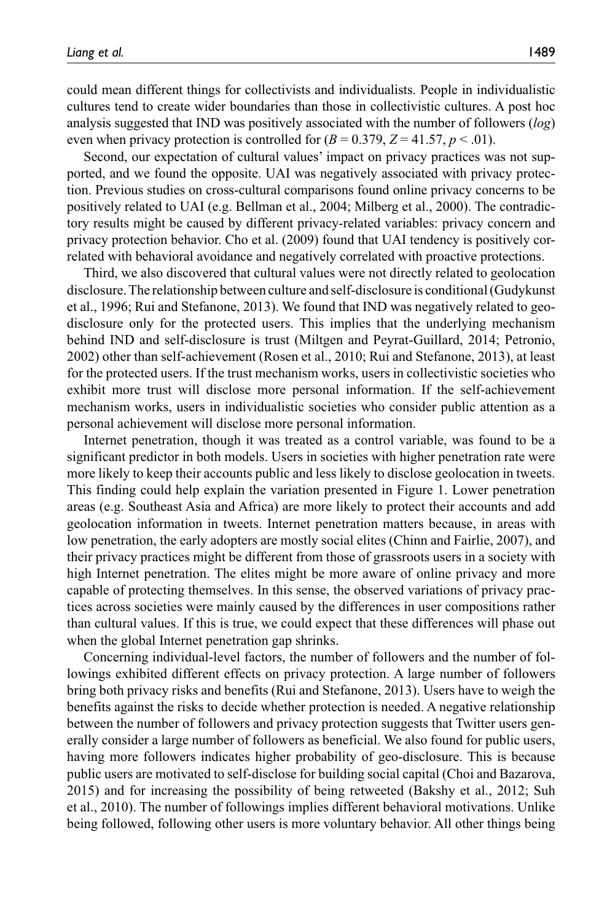could mean different things for collectivists and individualists. People in individualistic cultures tend to create wider boundaries than those in collectivistic cultures. A post hoc analysis suggested that IND was positively associated with the number of followers (*log*) even when privacy protection is controlled for ($B = 0.379$, $Z = 41.57$, $p < .01$).

Second, our expectation of cultural values' impact on privacy practices was not supported, and we found the opposite. UAI was negatively associated with privacy protection. Previous studies on cross-cultural comparisons found online privacy concerns to be positively related to UAI (e.g. Bellman et al., 2004; Milberg et al., 2000). The contradictory results might be caused by different privacy-related variables: privacy concern and privacy protection behavior. Cho et al. (2009) found that UAI tendency is positively correlated with behavioral avoidance and negatively correlated with proactive protections.

Third, we also discovered that cultural values were not directly related to geolocation disclosure. The relationship between culture and self-disclosure is conditional (Gudykunst et al., 1996; Rui and Stefanone, 2013). We found that IND was negatively related to geo-disclosure only for the protected users. This implies that the underlying mechanism behind IND and self-disclosure is trust (Miltgen and Peyrat-Guillard, 2014; Petronio, 2002) other than self-achievement (Rosen et al., 2010; Rui and Stefanone, 2013), at least for the protected users. If the trust mechanism works, users in collectivistic societies who exhibit more trust will disclose more personal information. If the self-achievement mechanism works, users in individualistic societies who consider public attention as a personal achievement will disclose more personal information.

Internet penetration, though it was treated as a control variable, was found to be a significant predictor in both models. Users in societies with higher penetration rate were more likely to keep their accounts public and less likely to disclose geolocation in tweets. This finding could help explain the variation presented in Figure 1. Lower penetration areas (e.g. Southeast Asia and Africa) are more likely to protect their accounts and add geolocation information in tweets. Internet penetration matters because, in areas with low penetration, the early adopters are mostly social elites (Chinn and Fairlie, 2007), and their privacy practices might be different from those of grassroots users in a society with high Internet penetration. The elites might be more aware of online privacy and more capable of protecting themselves. In this sense, the observed variations of privacy practices across societies were mainly caused by the differences in user compositions rather than cultural values. If this is true, we could expect that these differences will phase out when the global Internet penetration gap shrinks.

Concerning individual-level factors, the number of followers and the number of followings exhibited different effects on privacy protection. A large number of followers bring both privacy risks and benefits (Rui and Stefanone, 2013). Users have to weigh the benefits against the risks to decide whether protection is needed. A negative relationship between the number of followers and privacy protection suggests that Twitter users generally consider a large number of followers as beneficial. We also found for public users, having more followers indicates higher probability of geo-disclosure. This is because public users are motivated to self-disclose for building social capital (Choi and Bazarova, 2015) and for increasing the possibility of being retweeted (Bakshy et al., 2012; Suh et al., 2010). The number of followings implies different behavioral motivations. Unlike being followed, following other users is more voluntary behavior. All other things being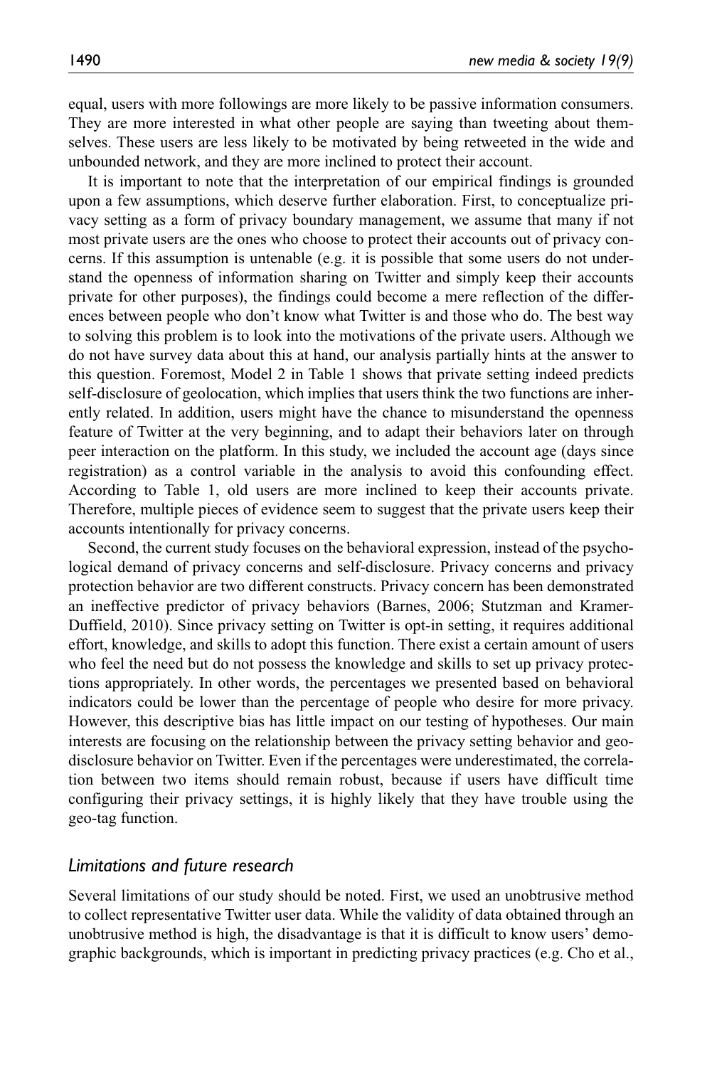equal, users with more followings are more likely to be passive information consumers. They are more interested in what other people are saying than tweeting about themselves. These users are less likely to be motivated by being retweeted in the wide and unbounded network, and they are more inclined to protect their account.

It is important to note that the interpretation of our empirical findings is grounded upon a few assumptions, which deserve further elaboration. First, to conceptualize privacy setting as a form of privacy boundary management, we assume that many if not most private users are the ones who choose to protect their accounts out of privacy concerns. If this assumption is untenable (e.g. it is possible that some users do not understand the openness of information sharing on Twitter and simply keep their accounts private for other purposes), the findings could become a mere reflection of the differences between people who don't know what Twitter is and those who do. The best way to solving this problem is to look into the motivations of the private users. Although we do not have survey data about this at hand, our analysis partially hints at the answer to this question. Foremost, Model 2 in Table 1 shows that private setting indeed predicts self-disclosure of geolocation, which implies that users think the two functions are inherently related. In addition, users might have the chance to misunderstand the openness feature of Twitter at the very beginning, and to adapt their behaviors later on through peer interaction on the platform. In this study, we included the account age (days since registration) as a control variable in the analysis to avoid this confounding effect. According to Table 1, old users are more inclined to keep their accounts private. Therefore, multiple pieces of evidence seem to suggest that the private users keep their accounts intentionally for privacy concerns.

Second, the current study focuses on the behavioral expression, instead of the psychological demand of privacy concerns and self-disclosure. Privacy concerns and privacy protection behavior are two different constructs. Privacy concern has been demonstrated an ineffective predictor of privacy behaviors (Barnes, 2006; Stutzman and Kramer-Duffield, 2010). Since privacy setting on Twitter is opt-in setting, it requires additional effort, knowledge, and skills to adopt this function. There exist a certain amount of users who feel the need but do not possess the knowledge and skills to set up privacy protections appropriately. In other words, the percentages we presented based on behavioral indicators could be lower than the percentage of people who desire for more privacy. However, this descriptive bias has little impact on our testing of hypotheses. Our main interests are focusing on the relationship between the privacy setting behavior and geo-disclosure behavior on Twitter. Even if the percentages were underestimated, the correlation between two items should remain robust, because if users have difficult time configuring their privacy settings, it is highly likely that they have trouble using the geo-tag function.

### *Limitations and future research*

Several limitations of our study should be noted. First, we used an unobtrusive method to collect representative Twitter user data. While the validity of data obtained through an unobtrusive method is high, the disadvantage is that it is difficult to know users' demographic backgrounds, which is important in predicting privacy practices (e.g. Cho et al.,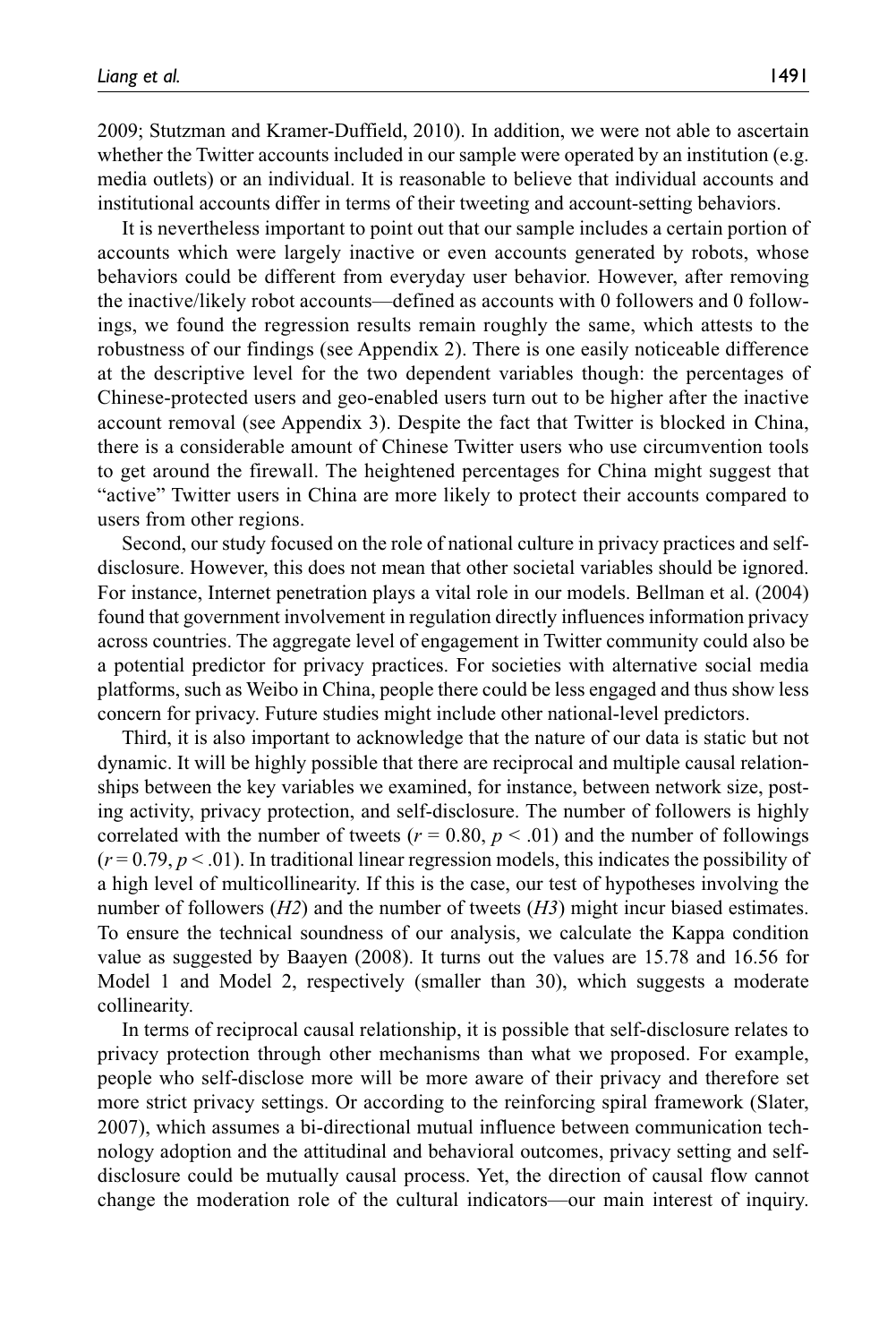2009; Stutzman and Kramer-Duffield, 2010). In addition, we were not able to ascertain whether the Twitter accounts included in our sample were operated by an institution (e.g. media outlets) or an individual. It is reasonable to believe that individual accounts and institutional accounts differ in terms of their tweeting and account-setting behaviors.

It is nevertheless important to point out that our sample includes a certain portion of accounts which were largely inactive or even accounts generated by robots, whose behaviors could be different from everyday user behavior. However, after removing the inactive/likely robot accounts—defined as accounts with 0 followers and 0 followings, we found the regression results remain roughly the same, which attests to the robustness of our findings (see Appendix 2). There is one easily noticeable difference at the descriptive level for the two dependent variables though: the percentages of Chinese-protected users and geo-enabled users turn out to be higher after the inactive account removal (see Appendix 3). Despite the fact that Twitter is blocked in China, there is a considerable amount of Chinese Twitter users who use circumvention tools to get around the firewall. The heightened percentages for China might suggest that "active" Twitter users in China are more likely to protect their accounts compared to users from other regions.

Second, our study focused on the role of national culture in privacy practices and self-disclosure. However, this does not mean that other societal variables should be ignored. For instance, Internet penetration plays a vital role in our models. Bellman et al. (2004) found that government involvement in regulation directly influences information privacy across countries. The aggregate level of engagement in Twitter community could also be a potential predictor for privacy practices. For societies with alternative social media platforms, such as Weibo in China, people there could be less engaged and thus show less concern for privacy. Future studies might include other national-level predictors.

Third, it is also important to acknowledge that the nature of our data is static but not dynamic. It will be highly possible that there are reciprocal and multiple causal relationships between the key variables we examined, for instance, between network size, posting activity, privacy protection, and self-disclosure. The number of followers is highly correlated with the number of tweets ($r = 0.80$, $p < .01$) and the number of followings ($r = 0.79$, $p < .01$). In traditional linear regression models, this indicates the possibility of a high level of multicollinearity. If this is the case, our test of hypotheses involving the number of followers (*H2*) and the number of tweets (*H3*) might incur biased estimates. To ensure the technical soundness of our analysis, we calculate the Kappa condition value as suggested by Baayen (2008). It turns out the values are 15.78 and 16.56 for Model 1 and Model 2, respectively (smaller than 30), which suggests a moderate collinearity.

In terms of reciprocal causal relationship, it is possible that self-disclosure relates to privacy protection through other mechanisms than what we proposed. For example, people who self-disclose more will be more aware of their privacy and therefore set more strict privacy settings. Or according to the reinforcing spiral framework (Slater, 2007), which assumes a bi-directional mutual influence between communication technology adoption and the attitudinal and behavioral outcomes, privacy setting and self-disclosure could be mutually causal process. Yet, the direction of causal flow cannot change the moderation role of the cultural indicators—our main interest of inquiry.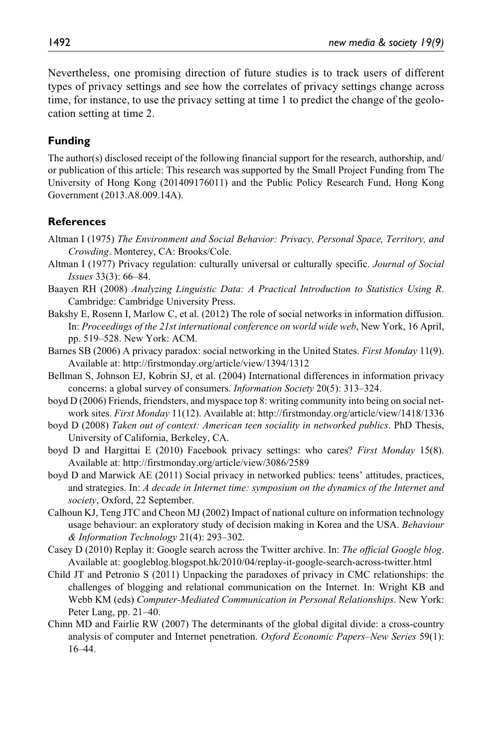Nevertheless, one promising direction of future studies is to track users of different types of privacy settings and see how the correlates of privacy settings change across time, for instance, to use the privacy setting at time 1 to predict the change of the geolocation setting at time 2.

## Funding

The author(s) disclosed receipt of the following financial support for the research, authorship, and/or publication of this article: This research was supported by the Small Project Funding from The University of Hong Kong (201409176011) and the Public Policy Research Fund, Hong Kong Government (2013.A8.009.14A).

## References

Altman I (1975) *The Environment and Social Behavior: Privacy, Personal Space, Territory, and Crowding*. Monterey, CA: Brooks/Cole.

Altman I (1977) Privacy regulation: culturally universal or culturally specific. *Journal of Social Issues* 33(3): 66–84.

Baayen RH (2008) *Analyzing Linguistic Data: A Practical Introduction to Statistics Using R*. Cambridge: Cambridge University Press.

Bakshy E, Rosenn I, Marlow C, et al. (2012) The role of social networks in information diffusion. In: *Proceedings of the 21st international conference on world wide web*, New York, 16 April, pp. 519–528. New York: ACM.

Barnes SB (2006) A privacy paradox: social networking in the United States. *First Monday* 11(9). Available at: http://firstmonday.org/article/view/1394/1312

Bellman S, Johnson EJ, Kobrin SJ, et al. (2004) International differences in information privacy concerns: a global survey of consumers. *Information Society* 20(5): 313–324.

boyd D (2006) Friends, friendsters, and myspace top 8: writing community into being on social network sites. *First Monday* 11(12). Available at: http://firstmonday.org/article/view/1418/1336

boyd D (2008) *Taken out of context: American teen sociality in networked publics*. PhD Thesis, University of California, Berkeley, CA.

boyd D and Hargittai E (2010) Facebook privacy settings: who cares? *First Monday* 15(8). Available at: http://firstmonday.org/article/view/3086/2589

boyd D and Marwick AE (2011) Social privacy in networked publics: teens' attitudes, practices, and strategies. In: *A decade in Internet time: symposium on the dynamics of the Internet and society*, Oxford, 22 September.

Calhoun KJ, Teng JTC and Cheon MJ (2002) Impact of national culture on information technology usage behaviour: an exploratory study of decision making in Korea and the USA. *Behaviour & Information Technology* 21(4): 293–302.

Casey D (2010) Replay it: Google search across the Twitter archive. In: *The official Google blog*. Available at: googleblog.blogspot.hk/2010/04/replay-it-google-search-across-twitter.html

Child JT and Petronio S (2011) Unpacking the paradoxes of privacy in CMC relationships: the challenges of blogging and relational communication on the Internet. In: Wright KB and Webb KM (eds) *Computer-Mediated Communication in Personal Relationships*. New York: Peter Lang, pp. 21–40.

Chinn MD and Fairlie RW (2007) The determinants of the global digital divide: a cross-country analysis of computer and Internet penetration. *Oxford Economic Papers–New Series* 59(1): 16–44.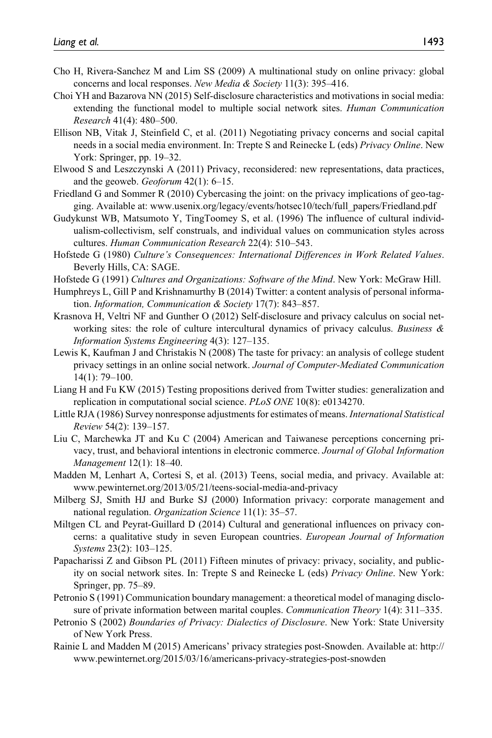Cho H, Rivera-Sanchez M and Lim SS (2009) A multinational study on online privacy: global concerns and local responses. *New Media & Society* 11(3): 395–416.

Choi YH and Bazarova NN (2015) Self-disclosure characteristics and motivations in social media: extending the functional model to multiple social network sites. *Human Communication Research* 41(4): 480–500.

Ellison NB, Vitak J, Steinfield C, et al. (2011) Negotiating privacy concerns and social capital needs in a social media environment. In: Trepte S and Reinecke L (eds) *Privacy Online*. New York: Springer, pp. 19–32.

Elwood S and Leszczynski A (2011) Privacy, reconsidered: new representations, data practices, and the geoweb. *Geoforum* 42(1): 6–15.

Friedland G and Sommer R (2010) Cybercasing the joint: on the privacy implications of geo-tagging. Available at: www.usenix.org/legacy/events/hotsec10/tech/full_papers/Friedland.pdf

Gudykunst WB, Matsumoto Y, TingToomey S, et al. (1996) The influence of cultural individualism-collectivism, self construals, and individual values on communication styles across cultures. *Human Communication Research* 22(4): 510–543.

Hofstede G (1980) *Culture's Consequences: International Differences in Work Related Values*. Beverly Hills, CA: SAGE.

Hofstede G (1991) *Cultures and Organizations: Software of the Mind*. New York: McGraw Hill.

Humphreys L, Gill P and Krishnamurthy B (2014) Twitter: a content analysis of personal information. *Information, Communication & Society* 17(7): 843–857.

Krasnova H, Veltri NF and Gunther O (2012) Self-disclosure and privacy calculus on social networking sites: the role of culture intercultural dynamics of privacy calculus. *Business & Information Systems Engineering* 4(3): 127–135.

Lewis K, Kaufman J and Christakis N (2008) The taste for privacy: an analysis of college student privacy settings in an online social network. *Journal of Computer-Mediated Communication* 14(1): 79–100.

Liang H and Fu KW (2015) Testing propositions derived from Twitter studies: generalization and replication in computational social science. *PLoS ONE* 10(8): e0134270.

Little RJA (1986) Survey nonresponse adjustments for estimates of means. *International Statistical Review* 54(2): 139–157.

Liu C, Marchewka JT and Ku C (2004) American and Taiwanese perceptions concerning privacy, trust, and behavioral intentions in electronic commerce. *Journal of Global Information Management* 12(1): 18–40.

Madden M, Lenhart A, Cortesi S, et al. (2013) Teens, social media, and privacy. Available at: www.pewinternet.org/2013/05/21/teens-social-media-and-privacy

Milberg SJ, Smith HJ and Burke SJ (2000) Information privacy: corporate management and national regulation. *Organization Science* 11(1): 35–57.

Miltgen CL and Peyrat-Guillard D (2014) Cultural and generational influences on privacy concerns: a qualitative study in seven European countries. *European Journal of Information Systems* 23(2): 103–125.

Papacharissi Z and Gibson PL (2011) Fifteen minutes of privacy: privacy, sociality, and publicity on social network sites. In: Trepte S and Reinecke L (eds) *Privacy Online*. New York: Springer, pp. 75–89.

Petronio S (1991) Communication boundary management: a theoretical model of managing disclosure of private information between marital couples. *Communication Theory* 1(4): 311–335.

Petronio S (2002) *Boundaries of Privacy: Dialectics of Disclosure*. New York: State University of New York Press.

Rainie L and Madden M (2015) Americans' privacy strategies post-Snowden. Available at: http://www.pewinternet.org/2015/03/16/americans-privacy-strategies-post-snowden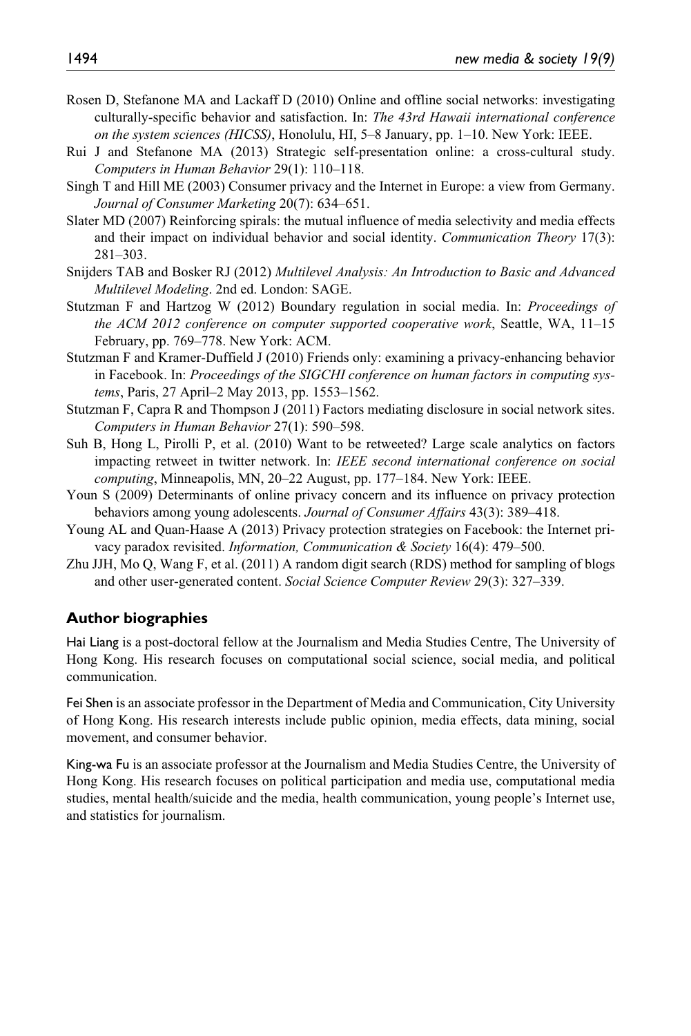Rosen D, Stefanone MA and Lackaff D (2010) Online and offline social networks: investigating culturally-specific behavior and satisfaction. In: *The 43rd Hawaii international conference on the system sciences (HICSS)*, Honolulu, HI, 5–8 January, pp. 1–10. New York: IEEE.

Rui J and Stefanone MA (2013) Strategic self-presentation online: a cross-cultural study. *Computers in Human Behavior* 29(1): 110–118.

Singh T and Hill ME (2003) Consumer privacy and the Internet in Europe: a view from Germany. *Journal of Consumer Marketing* 20(7): 634–651.

Slater MD (2007) Reinforcing spirals: the mutual influence of media selectivity and media effects and their impact on individual behavior and social identity. *Communication Theory* 17(3): 281–303.

Snijders TAB and Bosker RJ (2012) *Multilevel Analysis: An Introduction to Basic and Advanced Multilevel Modeling*. 2nd ed. London: SAGE.

Stutzman F and Hartzog W (2012) Boundary regulation in social media. In: *Proceedings of the ACM 2012 conference on computer supported cooperative work*, Seattle, WA, 11–15 February, pp. 769–778. New York: ACM.

Stutzman F and Kramer-Duffield J (2010) Friends only: examining a privacy-enhancing behavior in Facebook. In: *Proceedings of the SIGCHI conference on human factors in computing systems*, Paris, 27 April–2 May 2013, pp. 1553–1562.

Stutzman F, Capra R and Thompson J (2011) Factors mediating disclosure in social network sites. *Computers in Human Behavior* 27(1): 590–598.

Suh B, Hong L, Pirolli P, et al. (2010) Want to be retweeted? Large scale analytics on factors impacting retweet in twitter network. In: *IEEE second international conference on social computing*, Minneapolis, MN, 20–22 August, pp. 177–184. New York: IEEE.

Youn S (2009) Determinants of online privacy concern and its influence on privacy protection behaviors among young adolescents. *Journal of Consumer Affairs* 43(3): 389–418.

Young AL and Quan-Haase A (2013) Privacy protection strategies on Facebook: the Internet privacy paradox revisited. *Information, Communication & Society* 16(4): 479–500.

Zhu JJH, Mo Q, Wang F, et al. (2011) A random digit search (RDS) method for sampling of blogs and other user-generated content. *Social Science Computer Review* 29(3): 327–339.

## Author biographies

Hai Liang is a post-doctoral fellow at the Journalism and Media Studies Centre, The University of Hong Kong. His research focuses on computational social science, social media, and political communication.

Fei Shen is an associate professor in the Department of Media and Communication, City University of Hong Kong. His research interests include public opinion, media effects, data mining, social movement, and consumer behavior.

King-wa Fu is an associate professor at the Journalism and Media Studies Centre, the University of Hong Kong. His research focuses on political participation and media use, computational media studies, mental health/suicide and the media, health communication, young people's Internet use, and statistics for journalism.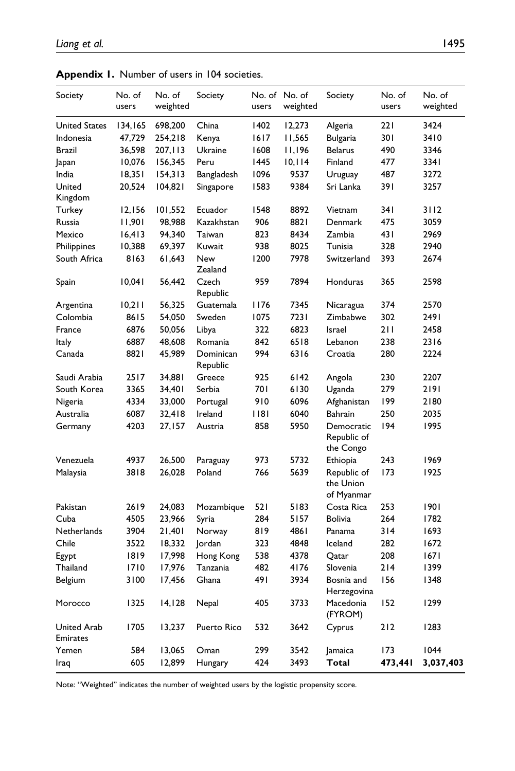**Appendix 1.** Number of users in 104 societies.

| Society | No. of users | No. of weighted | Society | No. of users | No. of weighted | Society | No. of users | No. of weighted |
|---|---|---|---|---|---|---|---|---|
| United States | 134,165 | 698,200 | China | 1402 | 12,273 | Algeria | 221 | 3424 |
| Indonesia | 47,729 | 254,218 | Kenya | 1617 | 11,565 | Bulgaria | 301 | 3410 |
| Brazil | 36,598 | 207,113 | Ukraine | 1608 | 11,196 | Belarus | 490 | 3346 |
| Japan | 10,076 | 156,345 | Peru | 1445 | 10,114 | Finland | 477 | 3341 |
| India | 18,351 | 154,313 | Bangladesh | 1096 | 9537 | Uruguay | 487 | 3272 |
| United Kingdom | 20,524 | 104,821 | Singapore | 1583 | 9384 | Sri Lanka | 391 | 3257 |
| Turkey | 12,156 | 101,552 | Ecuador | 1548 | 8892 | Vietnam | 341 | 3112 |
| Russia | 11,901 | 98,988 | Kazakhstan | 906 | 8821 | Denmark | 475 | 3059 |
| Mexico | 16,413 | 94,340 | Taiwan | 823 | 8434 | Zambia | 431 | 2969 |
| Philippines | 10,388 | 69,397 | Kuwait | 938 | 8025 | Tunisia | 328 | 2940 |
| South Africa | 8163 | 61,643 | New Zealand | 1200 | 7978 | Switzerland | 393 | 2674 |
| Spain | 10,041 | 56,442 | Czech Republic | 959 | 7894 | Honduras | 365 | 2598 |
| Argentina | 10,211 | 56,325 | Guatemala | 1176 | 7345 | Nicaragua | 374 | 2570 |
| Colombia | 8615 | 54,050 | Sweden | 1075 | 7231 | Zimbabwe | 302 | 2491 |
| France | 6876 | 50,056 | Libya | 322 | 6823 | Israel | 211 | 2458 |
| Italy | 6887 | 48,608 | Romania | 842 | 6518 | Lebanon | 238 | 2316 |
| Canada | 8821 | 45,989 | Dominican Republic | 994 | 6316 | Croatia | 280 | 2224 |
| Saudi Arabia | 2517 | 34,881 | Greece | 925 | 6142 | Angola | 230 | 2207 |
| South Korea | 3365 | 34,401 | Serbia | 701 | 6130 | Uganda | 279 | 2191 |
| Nigeria | 4334 | 33,000 | Portugal | 910 | 6096 | Afghanistan | 199 | 2180 |
| Australia | 6087 | 32,418 | Ireland | 1181 | 6040 | Bahrain | 250 | 2035 |
| Germany | 4203 | 27,157 | Austria | 858 | 5950 | Democratic Republic of the Congo | 194 | 1995 |
| Venezuela | 4937 | 26,500 | Paraguay | 973 | 5732 | Ethiopia | 243 | 1969 |
| Malaysia | 3818 | 26,028 | Poland | 766 | 5639 | Republic of the Union of Myanmar | 173 | 1925 |
| Pakistan | 2619 | 24,083 | Mozambique | 521 | 5183 | Costa Rica | 253 | 1901 |
| Cuba | 4505 | 23,966 | Syria | 284 | 5157 | Bolivia | 264 | 1782 |
| Netherlands | 3904 | 21,401 | Norway | 819 | 4861 | Panama | 314 | 1693 |
| Chile | 3522 | 18,332 | Jordan | 323 | 4848 | Iceland | 282 | 1672 |
| Egypt | 1819 | 17,998 | Hong Kong | 538 | 4378 | Qatar | 208 | 1671 |
| Thailand | 1710 | 17,976 | Tanzania | 482 | 4176 | Slovenia | 214 | 1399 |
| Belgium | 3100 | 17,456 | Ghana | 491 | 3934 | Bosnia and Herzegovina | 156 | 1348 |
| Morocco | 1325 | 14,128 | Nepal | 405 | 3733 | Macedonia (FYROM) | 152 | 1299 |
| United Arab Emirates | 1705 | 13,237 | Puerto Rico | 532 | 3642 | Cyprus | 212 | 1283 |
| Yemen | 584 | 13,065 | Oman | 299 | 3542 | Jamaica | 173 | 1044 |
| Iraq | 605 | 12,899 | Hungary | 424 | 3493 | **Total** | **473,441** | **3,037,403** |

Note: "Weighted" indicates the number of weighted users by the logistic propensity score.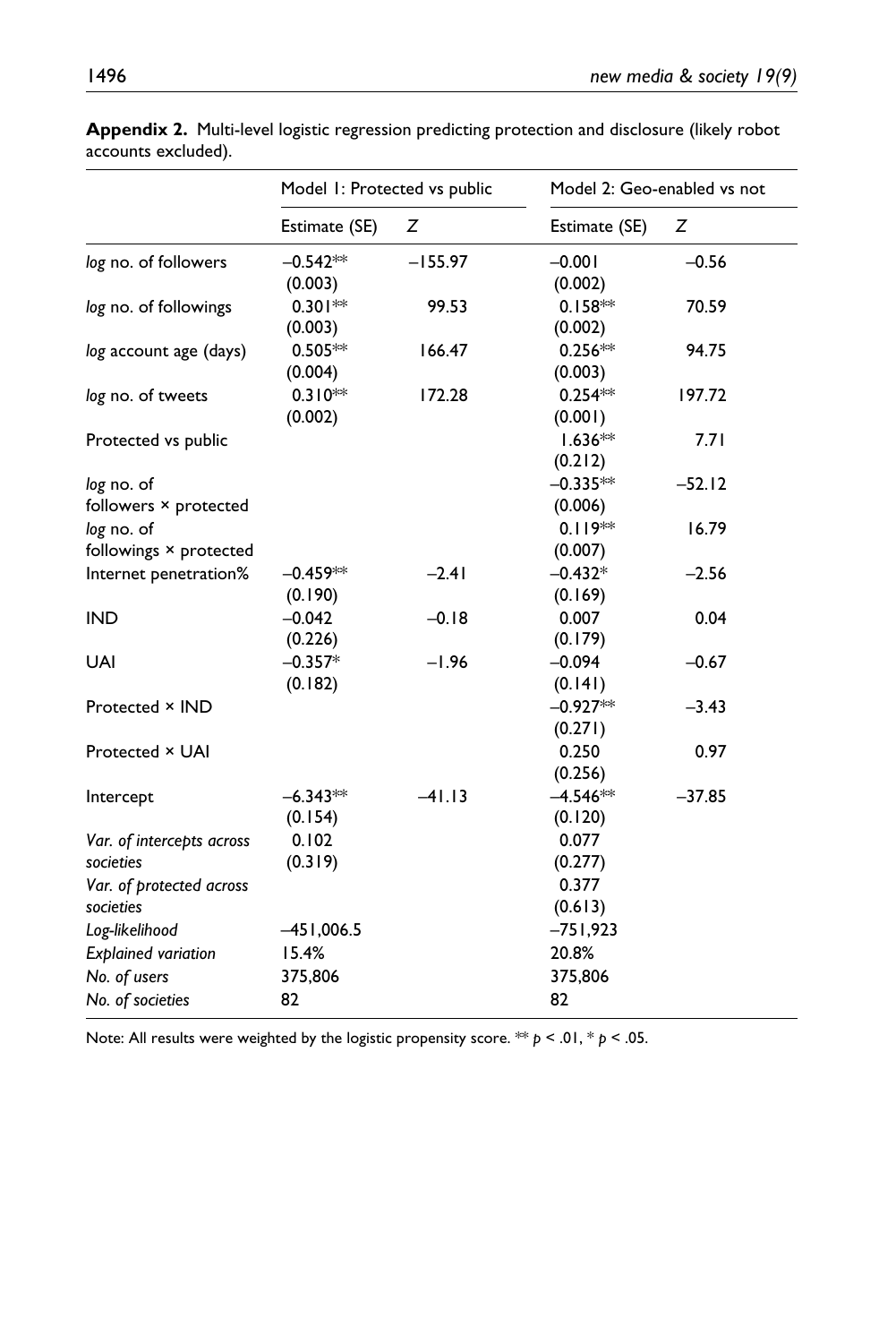**Appendix 2.** Multi-level logistic regression predicting protection and disclosure (likely robot accounts excluded).

| | Model 1: Protected vs public | | Model 2: Geo-enabled vs not | |
|---|---|---|---|---|
| | Estimate (SE) | Z | Estimate (SE) | Z |
| *log* no. of followers | −0.542** (0.003) | −155.97 | −0.001 (0.002) | −0.56 |
| *log* no. of followings | 0.301** (0.003) | 99.53 | 0.158** (0.002) | 70.59 |
| *log* account age (days) | 0.505** (0.004) | 166.47 | 0.256** (0.003) | 94.75 |
| *log* no. of tweets | 0.310** (0.002) | 172.28 | 0.254** (0.001) | 197.72 |
| Protected vs public | | | 1.636** (0.212) | 7.71 |
| *log* no. of followers × protected | | | −0.335** (0.006) | −52.12 |
| *log* no. of followings × protected | | | 0.119** (0.007) | 16.79 |
| Internet penetration% | −0.459** (0.190) | −2.41 | −0.432* (0.169) | −2.56 |
| IND | −0.042 (0.226) | −0.18 | 0.007 (0.179) | 0.04 |
| UAI | −0.357* (0.182) | −1.96 | −0.094 (0.141) | −0.67 |
| Protected × IND | | | −0.927** (0.271) | −3.43 |
| Protected × UAI | | | 0.250 (0.256) | 0.97 |
| Intercept | −6.343** (0.154) | −41.13 | −4.546** (0.120) | −37.85 |
| *Var. of intercepts across societies* | 0.102 (0.319) | | 0.077 (0.277) | |
| *Var. of protected across societies* | | | 0.377 (0.613) | |
| *Log-likelihood* | −451,006.5 | | −751,923 | |
| *Explained variation* | 15.4% | | 20.8% | |
| *No. of users* | 375,806 | | 375,806 | |
| *No. of societies* | 82 | | 82 | |

Note: All results were weighted by the logistic propensity score. ** $p < .01$, * $p < .05$.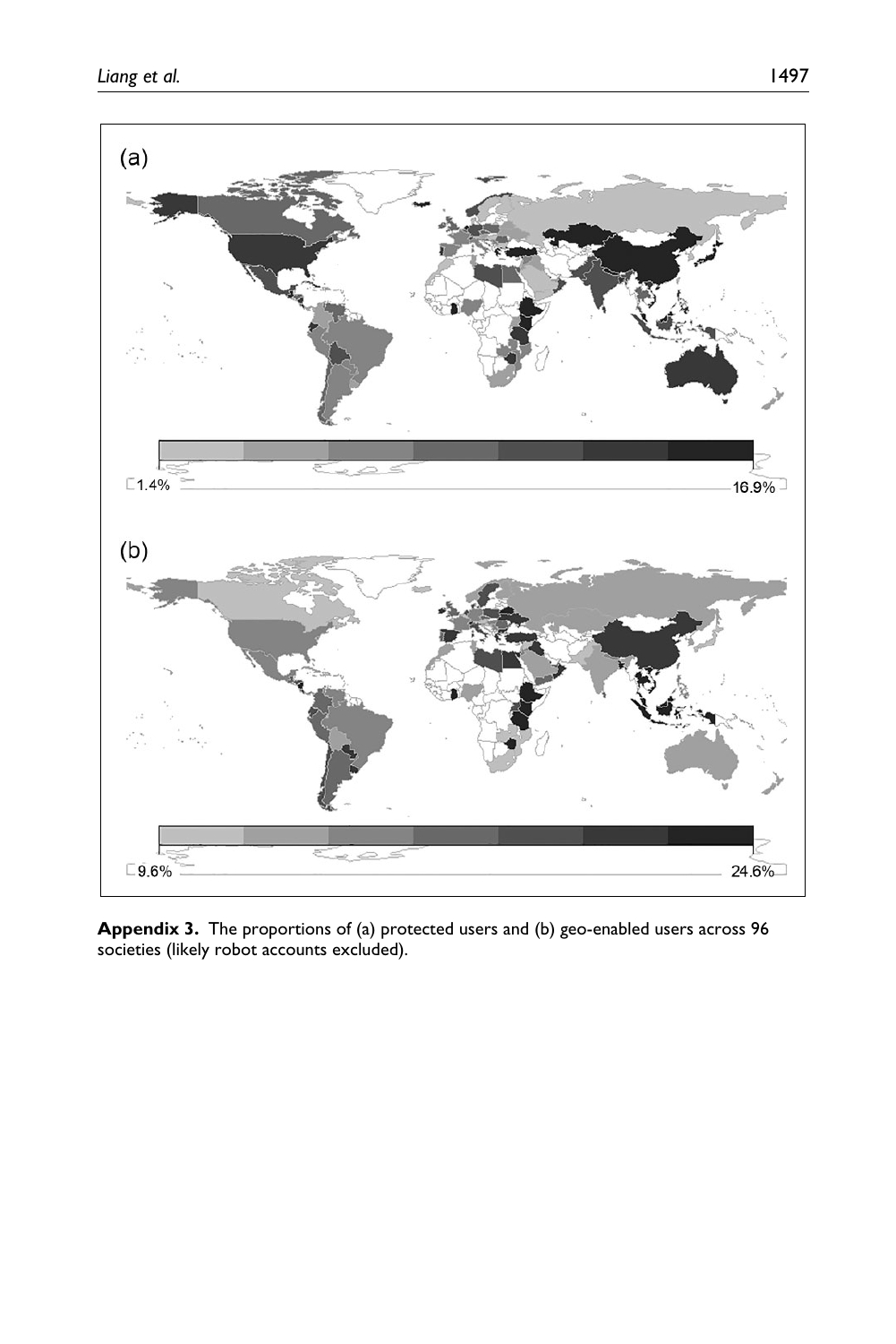(a)

1.4%

16.9%

(b)

9.6%

24.6%

**Appendix 3.** The proportions of (a) protected users and (b) geo-enabled users across 96 societies (likely robot accounts excluded).